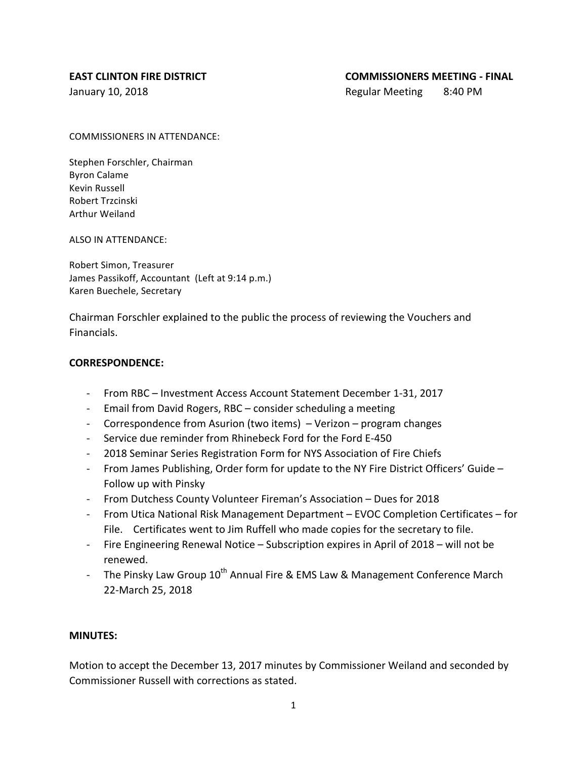**EAST CLINTON FIRE DISTRICT** **COMMISSIONERS MEETING - FINAL**

January 10, 2018 Regular Meeting 8:40 PM

COMMISSIONERS IN ATTENDANCE:

Stephen Forschler, Chairman
Byron Calame
Kevin Russell
Robert Trzcinski
Arthur Weiland

ALSO IN ATTENDANCE:

Robert Simon, Treasurer
James Passikoff, Accountant (Left at 9:14 p.m.)
Karen Buechele, Secretary

Chairman Forschler explained to the public the process of reviewing the Vouchers and Financials.

**CORRESPONDENCE:**

- From RBC – Investment Access Account Statement December 1-31, 2017
- Email from David Rogers, RBC – consider scheduling a meeting
- Correspondence from Asurion (two items) – Verizon – program changes
- Service due reminder from Rhinebeck Ford for the Ford E-450
- 2018 Seminar Series Registration Form for NYS Association of Fire Chiefs
- From James Publishing, Order form for update to the NY Fire District Officers' Guide – Follow up with Pinsky
- From Dutchess County Volunteer Fireman's Association – Dues for 2018
- From Utica National Risk Management Department – EVOC Completion Certificates – for File. Certificates went to Jim Ruffell who made copies for the secretary to file.
- Fire Engineering Renewal Notice – Subscription expires in April of 2018 – will not be renewed.
- The Pinsky Law Group 10th Annual Fire & EMS Law & Management Conference March 22-March 25, 2018

**MINUTES:**

Motion to accept the December 13, 2017 minutes by Commissioner Weiland and seconded by Commissioner Russell with corrections as stated.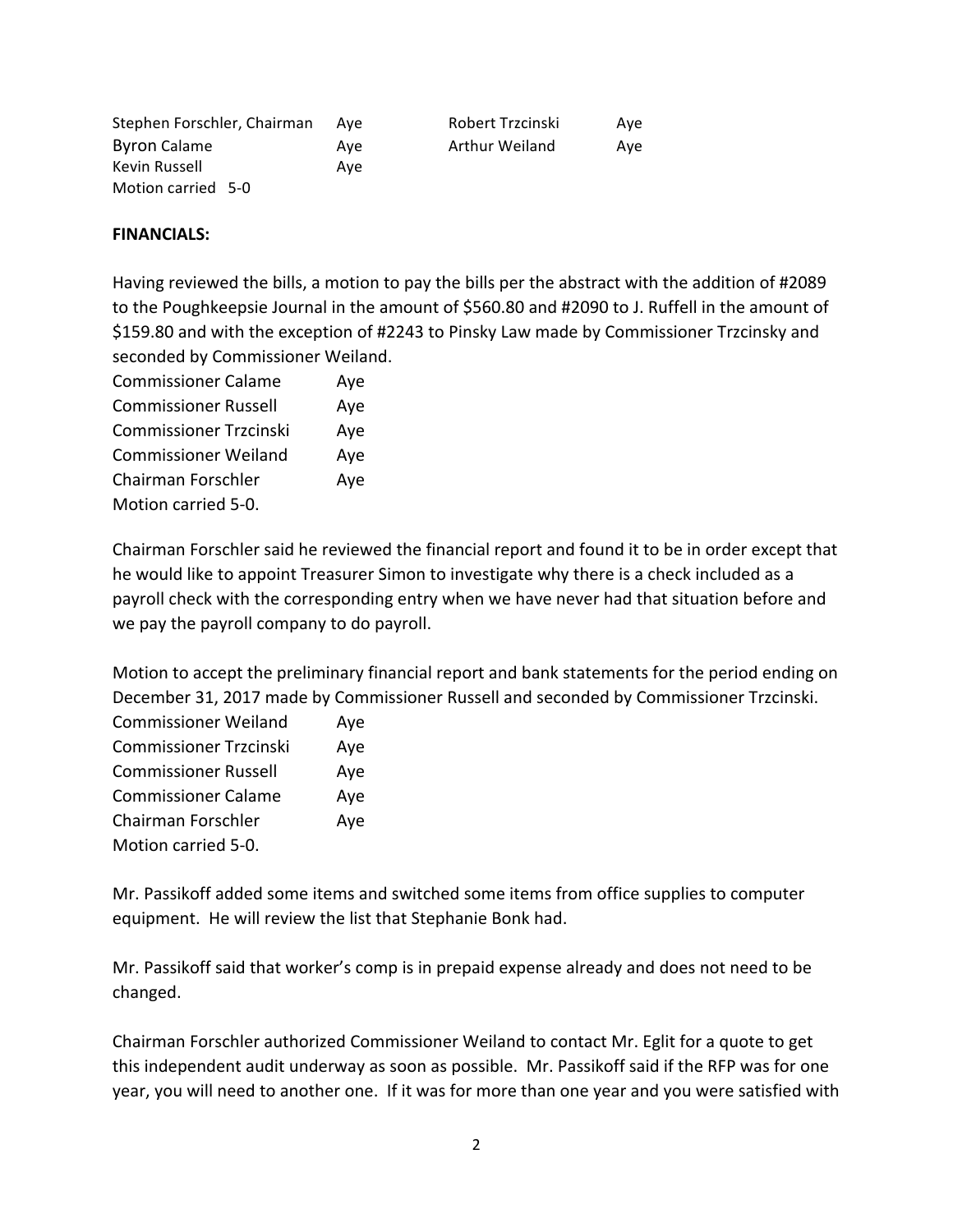| | | | |
|---|---|---|---|
| Stephen Forschler, Chairman | Aye | Robert Trzcinski | Aye |
| Byron Calame | Aye | Arthur Weiland | Aye |
| Kevin Russell | Aye | | |

Motion carried 5-0

**FINANCIALS:**

Having reviewed the bills, a motion to pay the bills per the abstract with the addition of #2089 to the Poughkeepsie Journal in the amount of $560.80 and #2090 to J. Ruffell in the amount of $159.80 and with the exception of #2243 to Pinsky Law made by Commissioner Trzcinsky and seconded by Commissioner Weiland.

| | |
|---|---|
| Commissioner Calame | Aye |
| Commissioner Russell | Aye |
| Commissioner Trzcinski | Aye |
| Commissioner Weiland | Aye |
| Chairman Forschler | Aye |

Motion carried 5-0.

Chairman Forschler said he reviewed the financial report and found it to be in order except that he would like to appoint Treasurer Simon to investigate why there is a check included as a payroll check with the corresponding entry when we have never had that situation before and we pay the payroll company to do payroll.

Motion to accept the preliminary financial report and bank statements for the period ending on December 31, 2017 made by Commissioner Russell and seconded by Commissioner Trzcinski.

| | |
|---|---|
| Commissioner Weiland | Aye |
| Commissioner Trzcinski | Aye |
| Commissioner Russell | Aye |
| Commissioner Calame | Aye |
| Chairman Forschler | Aye |

Motion carried 5-0.

Mr. Passikoff added some items and switched some items from office supplies to computer equipment. He will review the list that Stephanie Bonk had.

Mr. Passikoff said that worker's comp is in prepaid expense already and does not need to be changed.

Chairman Forschler authorized Commissioner Weiland to contact Mr. Eglit for a quote to get this independent audit underway as soon as possible. Mr. Passikoff said if the RFP was for one year, you will need to another one. If it was for more than one year and you were satisfied with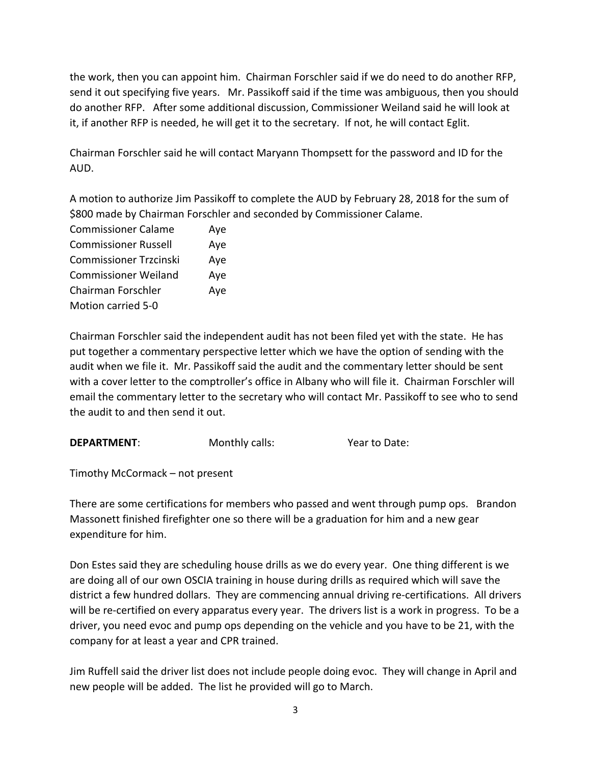the work, then you can appoint him. Chairman Forschler said if we do need to do another RFP, send it out specifying five years. Mr. Passikoff said if the time was ambiguous, then you should do another RFP. After some additional discussion, Commissioner Weiland said he will look at it, if another RFP is needed, he will get it to the secretary. If not, he will contact Eglit.

Chairman Forschler said he will contact Maryann Thompsett for the password and ID for the AUD.

A motion to authorize Jim Passikoff to complete the AUD by February 28, 2018 for the sum of $800 made by Chairman Forschler and seconded by Commissioner Calame.

| | |
|---|---|
| Commissioner Calame | Aye |
| Commissioner Russell | Aye |
| Commissioner Trzcinski | Aye |
| Commissioner Weiland | Aye |
| Chairman Forschler | Aye |

Motion carried 5-0

Chairman Forschler said the independent audit has not been filed yet with the state. He has put together a commentary perspective letter which we have the option of sending with the audit when we file it. Mr. Passikoff said the audit and the commentary letter should be sent with a cover letter to the comptroller's office in Albany who will file it. Chairman Forschler will email the commentary letter to the secretary who will contact Mr. Passikoff to see who to send the audit to and then send it out.

**DEPARTMENT**: Monthly calls: Year to Date:

Timothy McCormack – not present

There are some certifications for members who passed and went through pump ops. Brandon Massonett finished firefighter one so there will be a graduation for him and a new gear expenditure for him.

Don Estes said they are scheduling house drills as we do every year. One thing different is we are doing all of our own OSCIA training in house during drills as required which will save the district a few hundred dollars. They are commencing annual driving re-certifications. All drivers will be re-certified on every apparatus every year. The drivers list is a work in progress. To be a driver, you need evoc and pump ops depending on the vehicle and you have to be 21, with the company for at least a year and CPR trained.

Jim Ruffell said the driver list does not include people doing evoc. They will change in April and new people will be added. The list he provided will go to March.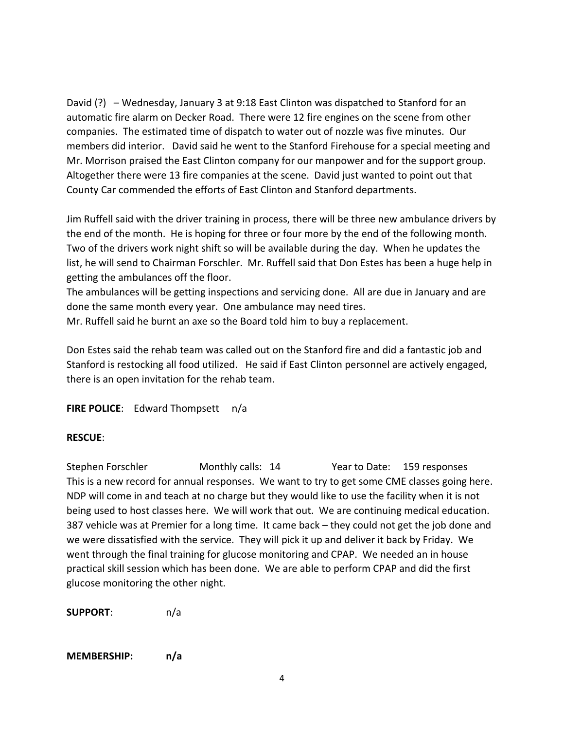David (?) – Wednesday, January 3 at 9:18 East Clinton was dispatched to Stanford for an automatic fire alarm on Decker Road. There were 12 fire engines on the scene from other companies. The estimated time of dispatch to water out of nozzle was five minutes. Our members did interior. David said he went to the Stanford Firehouse for a special meeting and Mr. Morrison praised the East Clinton company for our manpower and for the support group. Altogether there were 13 fire companies at the scene. David just wanted to point out that County Car commended the efforts of East Clinton and Stanford departments.

Jim Ruffell said with the driver training in process, there will be three new ambulance drivers by the end of the month. He is hoping for three or four more by the end of the following month. Two of the drivers work night shift so will be available during the day. When he updates the list, he will send to Chairman Forschler. Mr. Ruffell said that Don Estes has been a huge help in getting the ambulances off the floor.
The ambulances will be getting inspections and servicing done. All are due in January and are done the same month every year. One ambulance may need tires.
Mr. Ruffell said he burnt an axe so the Board told him to buy a replacement.

Don Estes said the rehab team was called out on the Stanford fire and did a fantastic job and Stanford is restocking all food utilized. He said if East Clinton personnel are actively engaged, there is an open invitation for the rehab team.

**FIRE POLICE**: Edward Thompsett n/a

**RESCUE**:

Stephen Forschler Monthly calls: 14 Year to Date: 159 responses
This is a new record for annual responses. We want to try to get some CME classes going here. NDP will come in and teach at no charge but they would like to use the facility when it is not being used to host classes here. We will work that out. We are continuing medical education. 387 vehicle was at Premier for a long time. It came back – they could not get the job done and we were dissatisfied with the service. They will pick it up and deliver it back by Friday. We went through the final training for glucose monitoring and CPAP. We needed an in house practical skill session which has been done. We are able to perform CPAP and did the first glucose monitoring the other night.

**SUPPORT**: n/a

**MEMBERSHIP: n/a**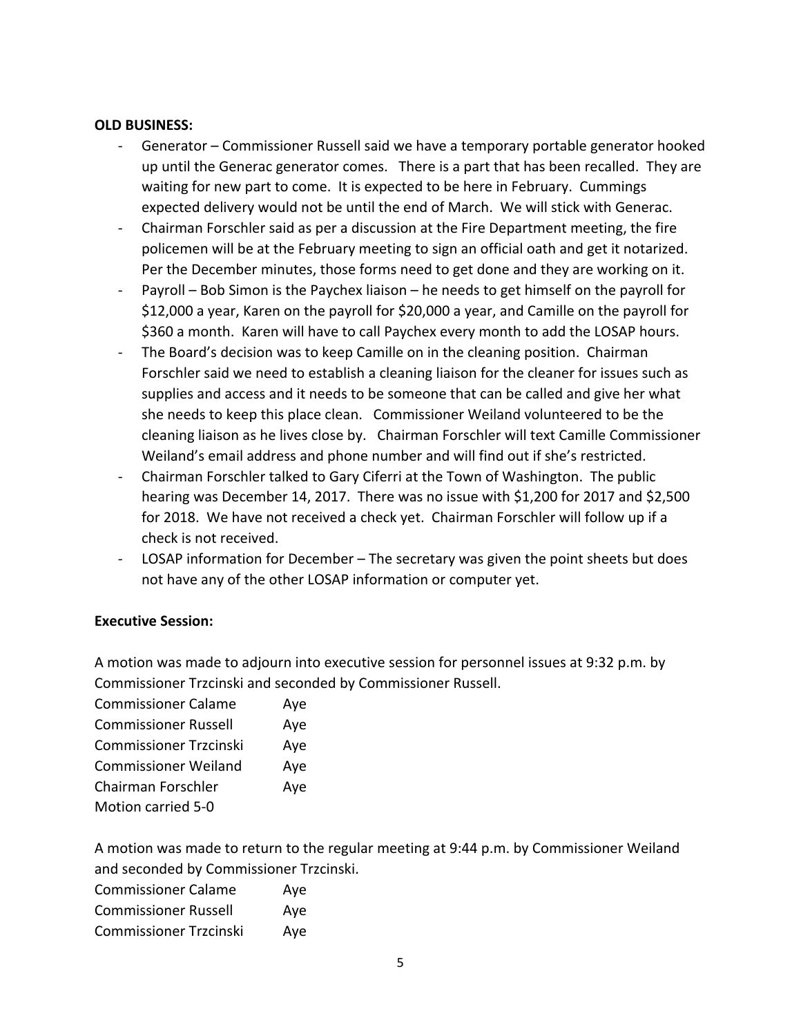**OLD BUSINESS:**

- Generator – Commissioner Russell said we have a temporary portable generator hooked up until the Generac generator comes. There is a part that has been recalled. They are waiting for new part to come. It is expected to be here in February. Cummings expected delivery would not be until the end of March. We will stick with Generac.
- Chairman Forschler said as per a discussion at the Fire Department meeting, the fire policemen will be at the February meeting to sign an official oath and get it notarized. Per the December minutes, those forms need to get done and they are working on it.
- Payroll – Bob Simon is the Paychex liaison – he needs to get himself on the payroll for $12,000 a year, Karen on the payroll for $20,000 a year, and Camille on the payroll for $360 a month. Karen will have to call Paychex every month to add the LOSAP hours.
- The Board's decision was to keep Camille on in the cleaning position. Chairman Forschler said we need to establish a cleaning liaison for the cleaner for issues such as supplies and access and it needs to be someone that can be called and give her what she needs to keep this place clean. Commissioner Weiland volunteered to be the cleaning liaison as he lives close by. Chairman Forschler will text Camille Commissioner Weiland's email address and phone number and will find out if she's restricted.
- Chairman Forschler talked to Gary Ciferri at the Town of Washington. The public hearing was December 14, 2017. There was no issue with $1,200 for 2017 and $2,500 for 2018. We have not received a check yet. Chairman Forschler will follow up if a check is not received.
- LOSAP information for December – The secretary was given the point sheets but does not have any of the other LOSAP information or computer yet.

**Executive Session:**

A motion was made to adjourn into executive session for personnel issues at 9:32 p.m. by Commissioner Trzcinski and seconded by Commissioner Russell.

Commissioner Calame Aye
Commissioner Russell Aye
Commissioner Trzcinski Aye
Commissioner Weiland Aye
Chairman Forschler Aye
Motion carried 5-0

A motion was made to return to the regular meeting at 9:44 p.m. by Commissioner Weiland and seconded by Commissioner Trzcinski.

Commissioner Calame Aye
Commissioner Russell Aye
Commissioner Trzcinski Aye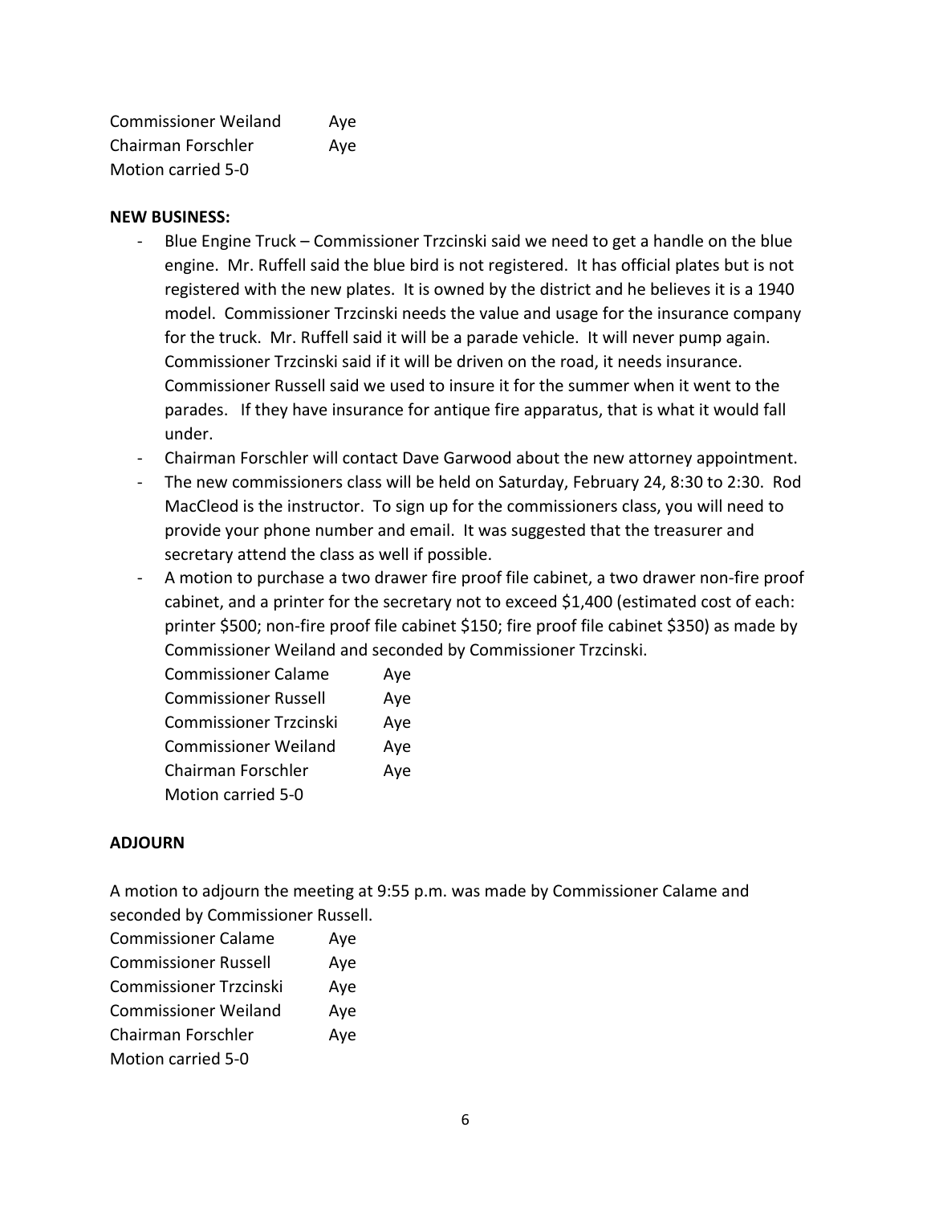Commissioner Weiland Aye
Chairman Forschler Aye
Motion carried 5-0

**NEW BUSINESS:**

- Blue Engine Truck – Commissioner Trzcinski said we need to get a handle on the blue engine. Mr. Ruffell said the blue bird is not registered. It has official plates but is not registered with the new plates. It is owned by the district and he believes it is a 1940 model. Commissioner Trzcinski needs the value and usage for the insurance company for the truck. Mr. Ruffell said it will be a parade vehicle. It will never pump again. Commissioner Trzcinski said if it will be driven on the road, it needs insurance. Commissioner Russell said we used to insure it for the summer when it went to the parades. If they have insurance for antique fire apparatus, that is what it would fall under.
- Chairman Forschler will contact Dave Garwood about the new attorney appointment.
- The new commissioners class will be held on Saturday, February 24, 8:30 to 2:30. Rod MacCleod is the instructor. To sign up for the commissioners class, you will need to provide your phone number and email. It was suggested that the treasurer and secretary attend the class as well if possible.
- A motion to purchase a two drawer fire proof file cabinet, a two drawer non-fire proof cabinet, and a printer for the secretary not to exceed $1,400 (estimated cost of each: printer $500; non-fire proof file cabinet $150; fire proof file cabinet $350) as made by Commissioner Weiland and seconded by Commissioner Trzcinski.

  Commissioner Calame Aye
  Commissioner Russell Aye
  Commissioner Trzcinski Aye
  Commissioner Weiland Aye
  Chairman Forschler Aye
  Motion carried 5-0

**ADJOURN**

A motion to adjourn the meeting at 9:55 p.m. was made by Commissioner Calame and seconded by Commissioner Russell.

Commissioner Calame Aye
Commissioner Russell Aye
Commissioner Trzcinski Aye
Commissioner Weiland Aye
Chairman Forschler Aye
Motion carried 5-0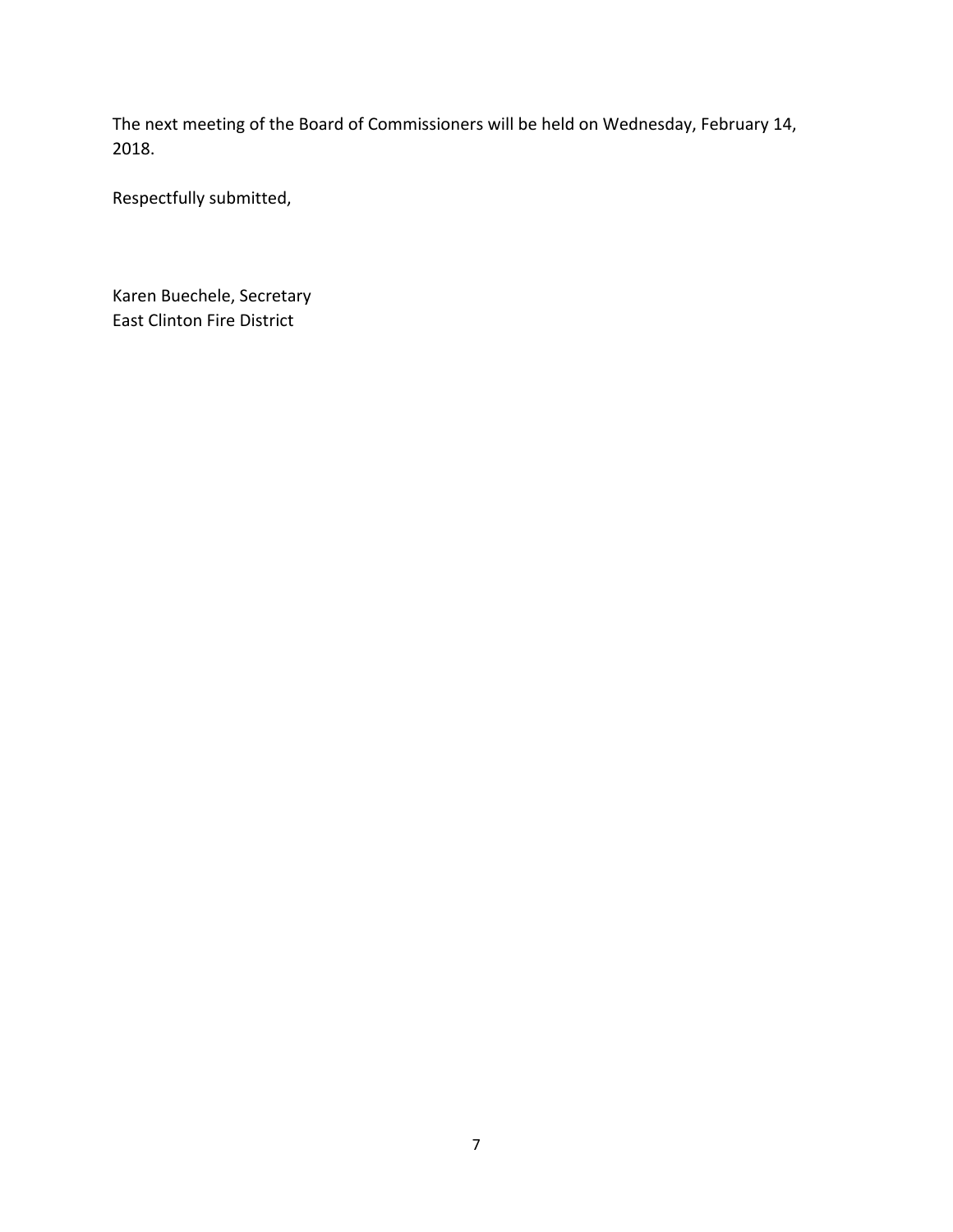The next meeting of the Board of Commissioners will be held on Wednesday, February 14, 2018.

Respectfully submitted,

Karen Buechele, Secretary
East Clinton Fire District